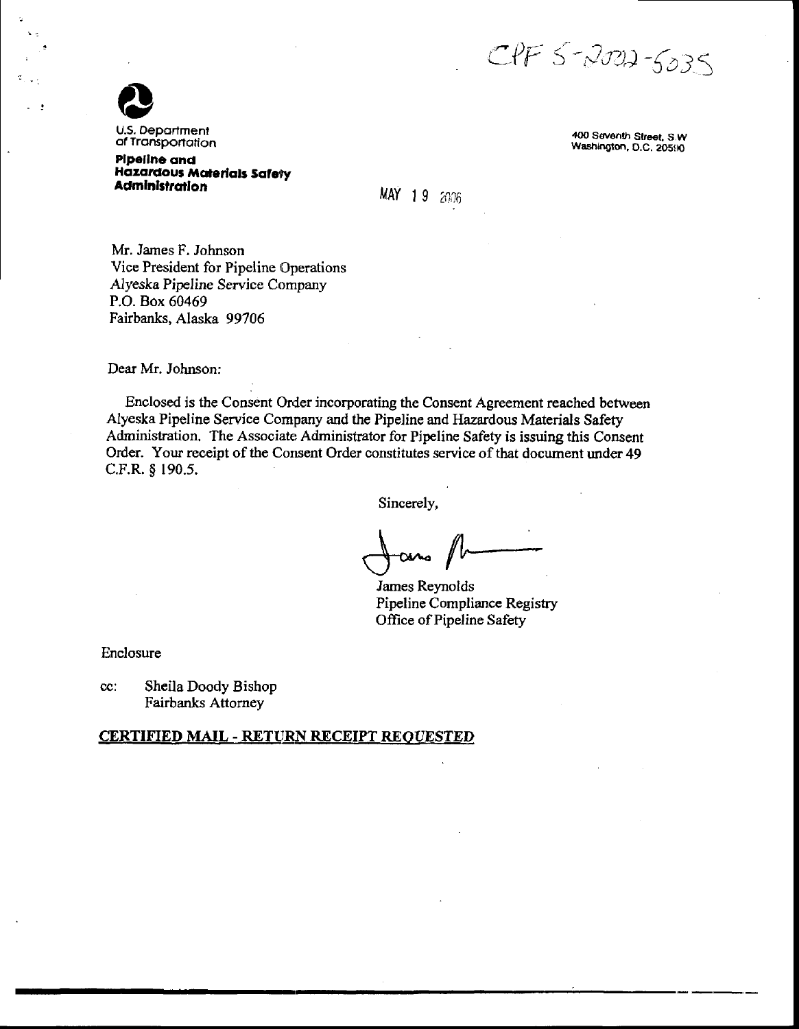CPF 5-2002-5035

U.S. Department of Transportation

**Pipeline and Hazardous Materials Safety Administration**

400 Seventh Street, S.W
Washington, D.C. 20590

MAY 19 2006

Mr. James F. Johnson
Vice President for Pipeline Operations
Alyeska Pipeline Service Company
P.O. Box 60469
Fairbanks, Alaska 99706

Dear Mr. Johnson:

Enclosed is the Consent Order incorporating the Consent Agreement reached between Alyeska Pipeline Service Company and the Pipeline and Hazardous Materials Safety Administration. The Associate Administrator for Pipeline Safety is issuing this Consent Order. Your receipt of the Consent Order constitutes service of that document under 49 C.F.R. § 190.5.

Sincerely,

James Reynolds
Pipeline Compliance Registry
Office of Pipeline Safety

Enclosure

cc: Sheila Doody Bishop
Fairbanks Attorney

**CERTIFIED MAIL - RETURN RECEIPT REQUESTED**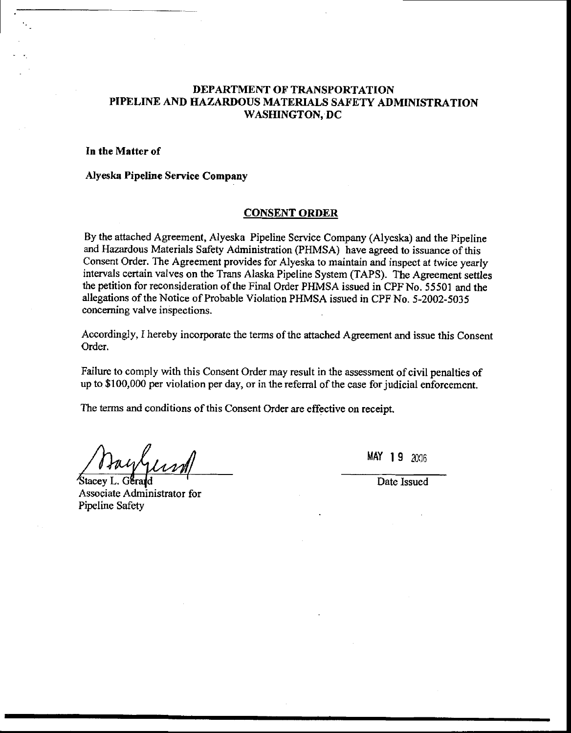**DEPARTMENT OF TRANSPORTATION**
**PIPELINE AND HAZARDOUS MATERIALS SAFETY ADMINISTRATION**
**WASHINGTON, DC**

**In the Matter of**

**Alyeska Pipeline Service Company**

## CONSENT ORDER

By the attached Agreement, Alyeska Pipeline Service Company (Alyeska) and the Pipeline and Hazardous Materials Safety Administration (PHMSA) have agreed to issuance of this Consent Order. The Agreement provides for Alyeska to maintain and inspect at twice yearly intervals certain valves on the Trans Alaska Pipeline System (TAPS). The Agreement settles the petition for reconsideration of the Final Order PHMSA issued in CPF No. 55501 and the allegations of the Notice of Probable Violation PHMSA issued in CPF No. 5-2002-5035 concerning valve inspections.

Accordingly, I hereby incorporate the terms of the attached Agreement and issue this Consent Order.

Failure to comply with this Consent Order may result in the assessment of civil penalties of up to $100,000 per violation per day, or in the referral of the case for judicial enforcement.

The terms and conditions of this Consent Order are effective on receipt.

Stacey L. Gerard
Associate Administrator for
Pipeline Safety

MAY 19 2006

Date Issued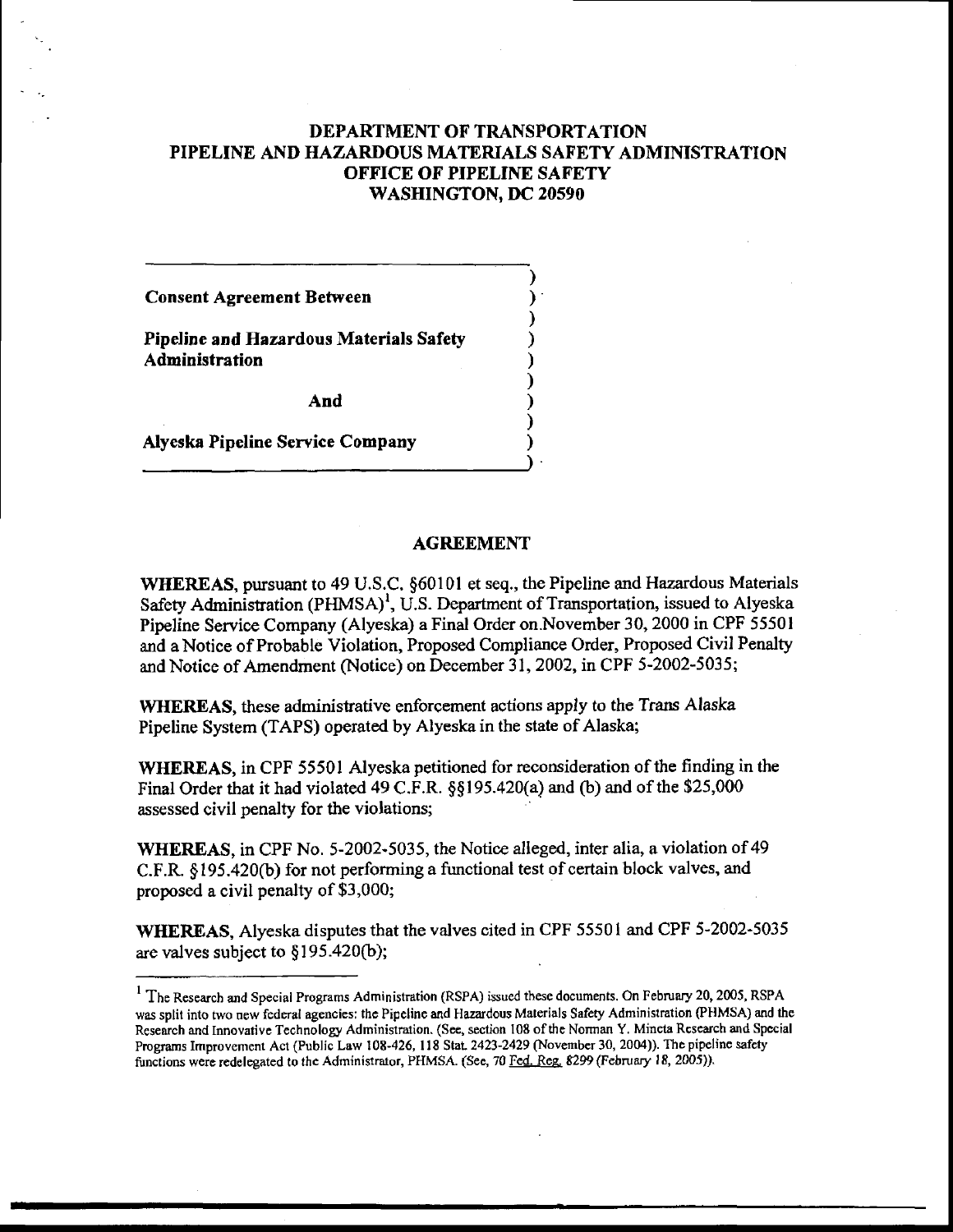**DEPARTMENT OF TRANSPORTATION**
**PIPELINE AND HAZARDOUS MATERIALS SAFETY ADMINISTRATION**
**OFFICE OF PIPELINE SAFETY**
**WASHINGTON, DC 20590**

**Consent Agreement Between**

**Pipeline and Hazardous Materials Safety Administration**

**And**

**Alyeska Pipeline Service Company**

## AGREEMENT

**WHEREAS,** pursuant to 49 U.S.C. §60101 et seq., the Pipeline and Hazardous Materials Safety Administration (PHMSA)[1], U.S. Department of Transportation, issued to Alyeska Pipeline Service Company (Alyeska) a Final Order on November 30, 2000 in CPF 55501 and a Notice of Probable Violation, Proposed Compliance Order, Proposed Civil Penalty and Notice of Amendment (Notice) on December 31, 2002, in CPF 5-2002-5035;

**WHEREAS,** these administrative enforcement actions apply to the Trans Alaska Pipeline System (TAPS) operated by Alyeska in the state of Alaska;

**WHEREAS,** in CPF 55501 Alyeska petitioned for reconsideration of the finding in the Final Order that it had violated 49 C.F.R. §§195.420(a) and (b) and of the $25,000 assessed civil penalty for the violations;

**WHEREAS,** in CPF No. 5-2002-5035, the Notice alleged, inter alia, a violation of 49 C.F.R. §195.420(b) for not performing a functional test of certain block valves, and proposed a civil penalty of $3,000;

**WHEREAS,** Alyeska disputes that the valves cited in CPF 55501 and CPF 5-2002-5035 are valves subject to §195.420(b);

---

[1] The Research and Special Programs Administration (RSPA) issued these documents. On February 20, 2005, RSPA was split into two new federal agencies: the Pipeline and Hazardous Materials Safety Administration (PHMSA) and the Research and Innovative Technology Administration. (See, section 108 of the Norman Y. Mineta Research and Special Programs Improvement Act (Public Law 108-426, 118 Stat. 2423-2429 (November 30, 2004)). The pipeline safety functions were redelegated to the Administrator, PHMSA. (See, 70 Fed. Reg. 8299 (February 18, 2005)).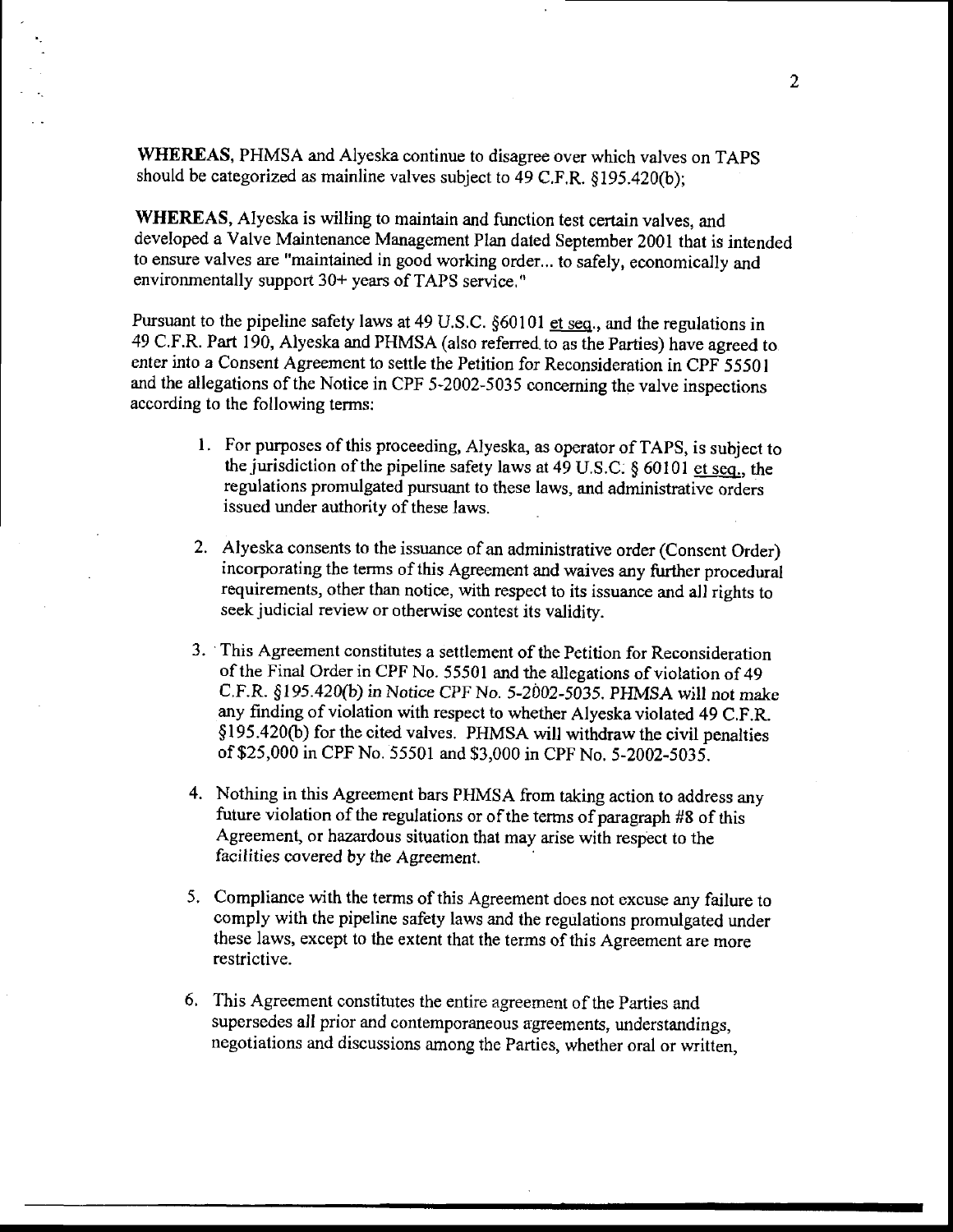**WHEREAS**, PHMSA and Alyeska continue to disagree over which valves on TAPS should be categorized as mainline valves subject to 49 C.F.R. §195.420(b);

**WHEREAS**, Alyeska is willing to maintain and function test certain valves, and developed a Valve Maintenance Management Plan dated September 2001 that is intended to ensure valves are "maintained in good working order... to safely, economically and environmentally support 30+ years of TAPS service."

Pursuant to the pipeline safety laws at 49 U.S.C. §60101 et seq., and the regulations in 49 C.F.R. Part 190, Alyeska and PHMSA (also referred to as the Parties) have agreed to enter into a Consent Agreement to settle the Petition for Reconsideration in CPF 55501 and the allegations of the Notice in CPF 5-2002-5035 concerning the valve inspections according to the following terms:

1. For purposes of this proceeding, Alyeska, as operator of TAPS, is subject to the jurisdiction of the pipeline safety laws at 49 U.S.C. § 60101 et seq., the regulations promulgated pursuant to these laws, and administrative orders issued under authority of these laws.
2. Alyeska consents to the issuance of an administrative order (Consent Order) incorporating the terms of this Agreement and waives any further procedural requirements, other than notice, with respect to its issuance and all rights to seek judicial review or otherwise contest its validity.
3. This Agreement constitutes a settlement of the Petition for Reconsideration of the Final Order in CPF No. 55501 and the allegations of violation of 49 C.F.R. §195.420(b) in Notice CPF No. 5-2002-5035. PHMSA will not make any finding of violation with respect to whether Alyeska violated 49 C.F.R. §195.420(b) for the cited valves. PHMSA will withdraw the civil penalties of $25,000 in CPF No. 55501 and $3,000 in CPF No. 5-2002-5035.
4. Nothing in this Agreement bars PHMSA from taking action to address any future violation of the regulations or of the terms of paragraph #8 of this Agreement, or hazardous situation that may arise with respect to the facilities covered by the Agreement.
5. Compliance with the terms of this Agreement does not excuse any failure to comply with the pipeline safety laws and the regulations promulgated under these laws, except to the extent that the terms of this Agreement are more restrictive.
6. This Agreement constitutes the entire agreement of the Parties and supersedes all prior and contemporaneous agreements, understandings, negotiations and discussions among the Parties, whether oral or written,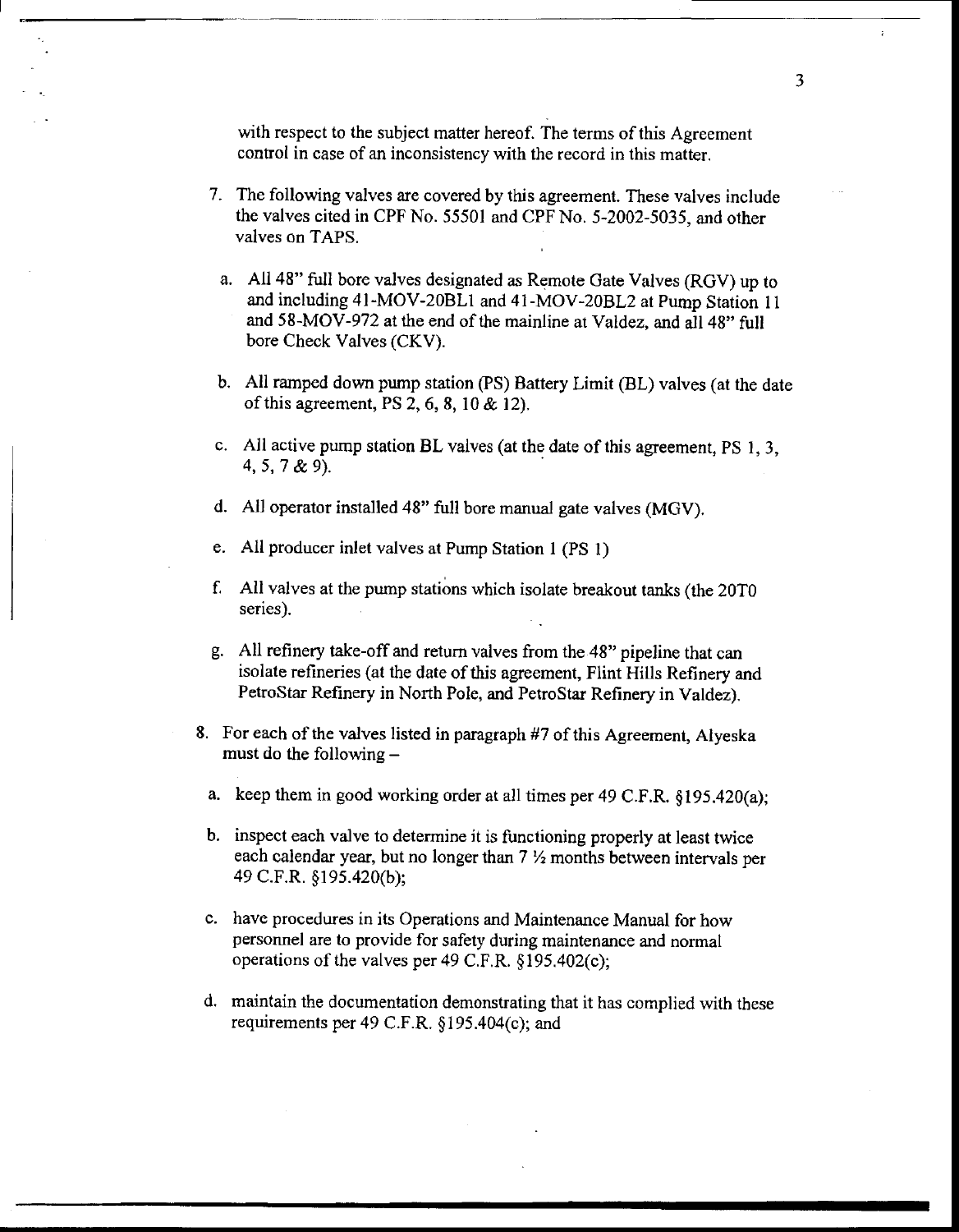with respect to the subject matter hereof. The terms of this Agreement control in case of an inconsistency with the record in this matter.

7. The following valves are covered by this agreement. These valves include the valves cited in CPF No. 55501 and CPF No. 5-2002-5035, and other valves on TAPS.

   a. All 48" full bore valves designated as Remote Gate Valves (RGV) up to and including 41-MOV-20BL1 and 41-MOV-20BL2 at Pump Station 11 and 58-MOV-972 at the end of the mainline at Valdez, and all 48" full bore Check Valves (CKV).

   b. All ramped down pump station (PS) Battery Limit (BL) valves (at the date of this agreement, PS 2, 6, 8, 10 & 12).

   c. All active pump station BL valves (at the date of this agreement, PS 1, 3, 4, 5, 7 & 9).

   d. All operator installed 48" full bore manual gate valves (MGV).

   e. All producer inlet valves at Pump Station 1 (PS 1)

   f. All valves at the pump stations which isolate breakout tanks (the 20T0 series).

   g. All refinery take-off and return valves from the 48" pipeline that can isolate refineries (at the date of this agreement, Flint Hills Refinery and PetroStar Refinery in North Pole, and PetroStar Refinery in Valdez).

8. For each of the valves listed in paragraph #7 of this Agreement, Alyeska must do the following –

   a. keep them in good working order at all times per 49 C.F.R. §195.420(a);

   b. inspect each valve to determine it is functioning properly at least twice each calendar year, but no longer than 7 ½ months between intervals per 49 C.F.R. §195.420(b);

   c. have procedures in its Operations and Maintenance Manual for how personnel are to provide for safety during maintenance and normal operations of the valves per 49 C.F.R. §195.402(c);

   d. maintain the documentation demonstrating that it has complied with these requirements per 49 C.F.R. §195.404(c); and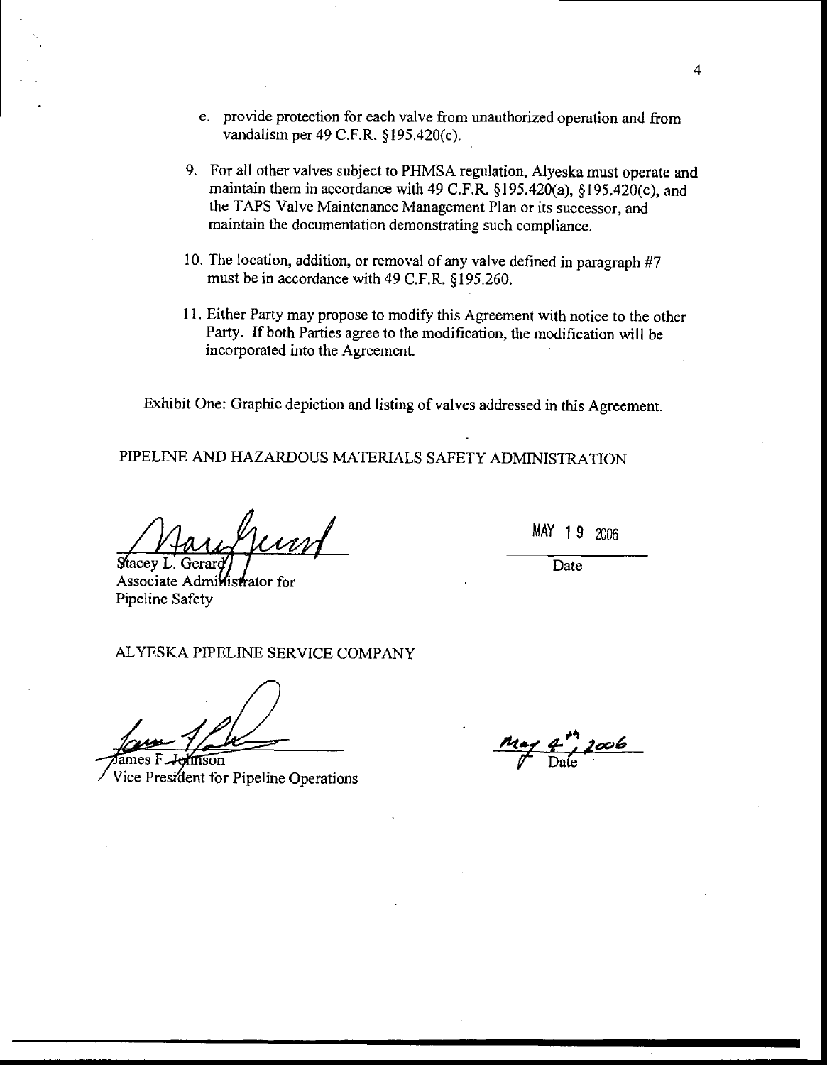e. provide protection for each valve from unauthorized operation and from vandalism per 49 C.F.R. §195.420(c).

9. For all other valves subject to PHMSA regulation, Alyeska must operate and maintain them in accordance with 49 C.F.R. §195.420(a), §195.420(c), and the TAPS Valve Maintenance Management Plan or its successor, and maintain the documentation demonstrating such compliance.

10. The location, addition, or removal of any valve defined in paragraph #7 must be in accordance with 49 C.F.R. §195.260.

11. Either Party may propose to modify this Agreement with notice to the other Party. If both Parties agree to the modification, the modification will be incorporated into the Agreement.

Exhibit One: Graphic depiction and listing of valves addressed in this Agreement.

PIPELINE AND HAZARDOUS MATERIALS SAFETY ADMINISTRATION

Stacey L. Gerard
Associate Administrator for
Pipeline Safety

MAY 19 2006
Date

ALYESKA PIPELINE SERVICE COMPANY

James F. Johnson
Vice President for Pipeline Operations

May 4th, 2006
Date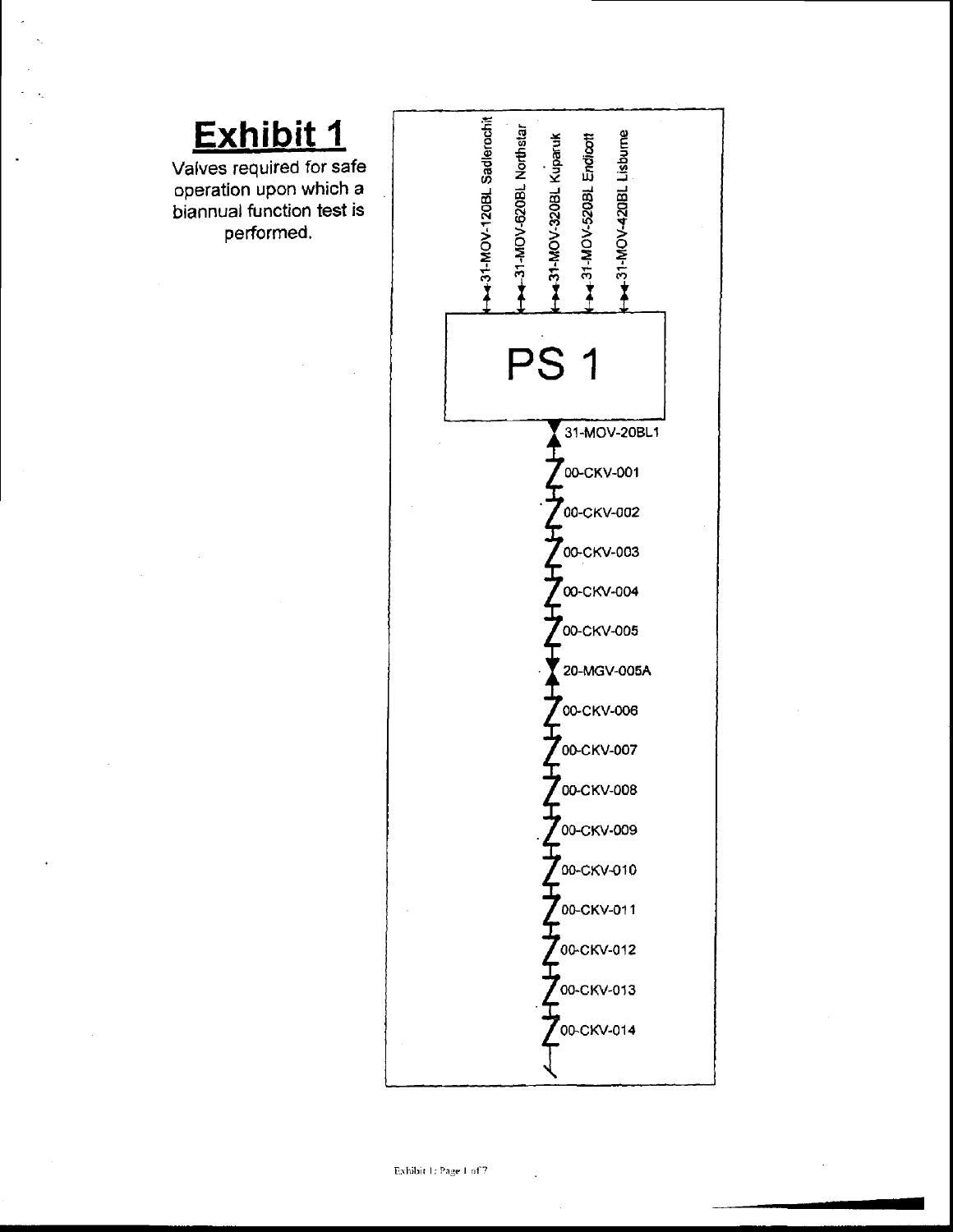# Exhibit 1

Valves required for safe operation upon which a biannual function test is performed.

31-MOV-120BL Sadlerochit

31-MOV-620BL Northstar

31-MOV-320BL Kuparuk

31-MOV-520BL Endicott

31-MOV-420BL Lisburne

PS 1

31-MOV-20BL1

00-CKV-001

00-CKV-002

00-CKV-003

00-CKV-004

00-CKV-005

20-MGV-005A

00-CKV-006

00-CKV-007

00-CKV-008

00-CKV-009

00-CKV-010

00-CKV-011

00-CKV-012

00-CKV-013

00-CKV-014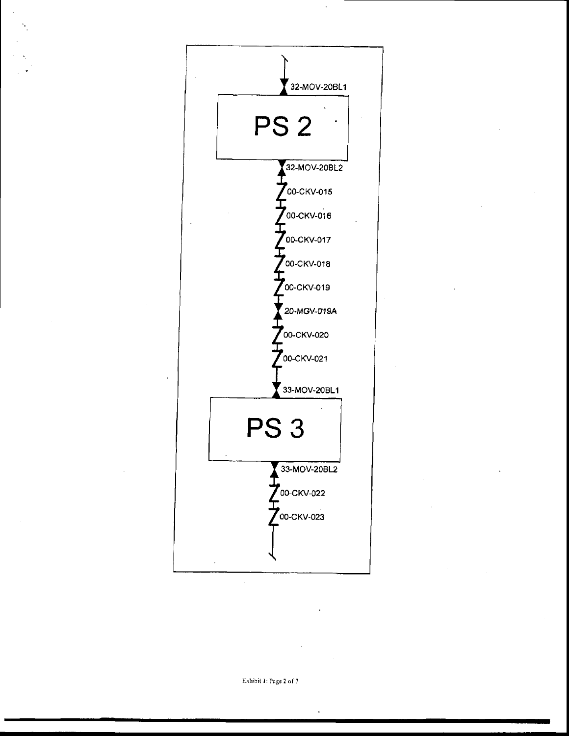32-MOV-20BL1

PS 2

32-MOV-20BL2

00-CKV-015

00-CKV-016

00-CKV-017

00-CKV-018

00-CKV-019

20-MGV-019A

00-CKV-020

00-CKV-021

33-MOV-20BL1

PS 3

33-MOV-20BL2

00-CKV-022

00-CKV-023

Exhibit 1: Page 2 of 7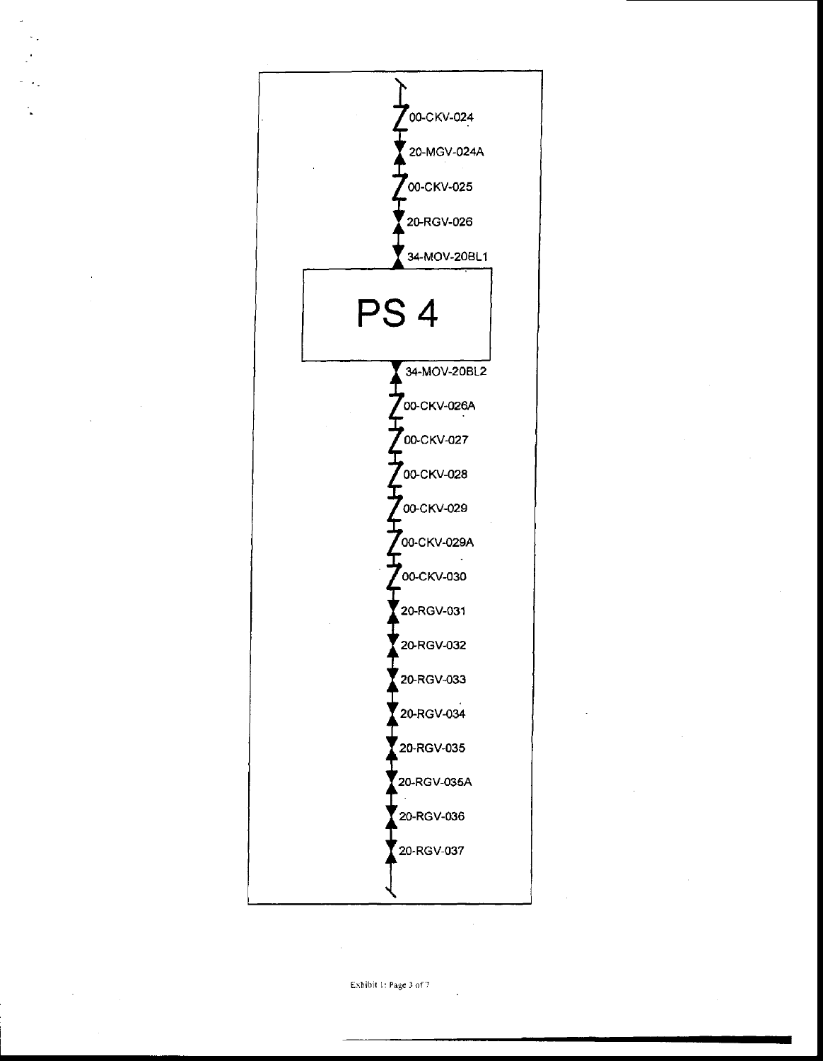00-CKV-024

20-MGV-024A

00-CKV-025

20-RGV-026

34-MOV-20BL1

# PS 4

34-MOV-20BL2

00-CKV-026A

00-CKV-027

00-CKV-028

00-CKV-029

00-CKV-029A

00-CKV-030

20-RGV-031

20-RGV-032

20-RGV-033

20-RGV-034

20-RGV-035

20-RGV-035A

20-RGV-036

20-RGV-037

Exhibit 1: Page 3 of 7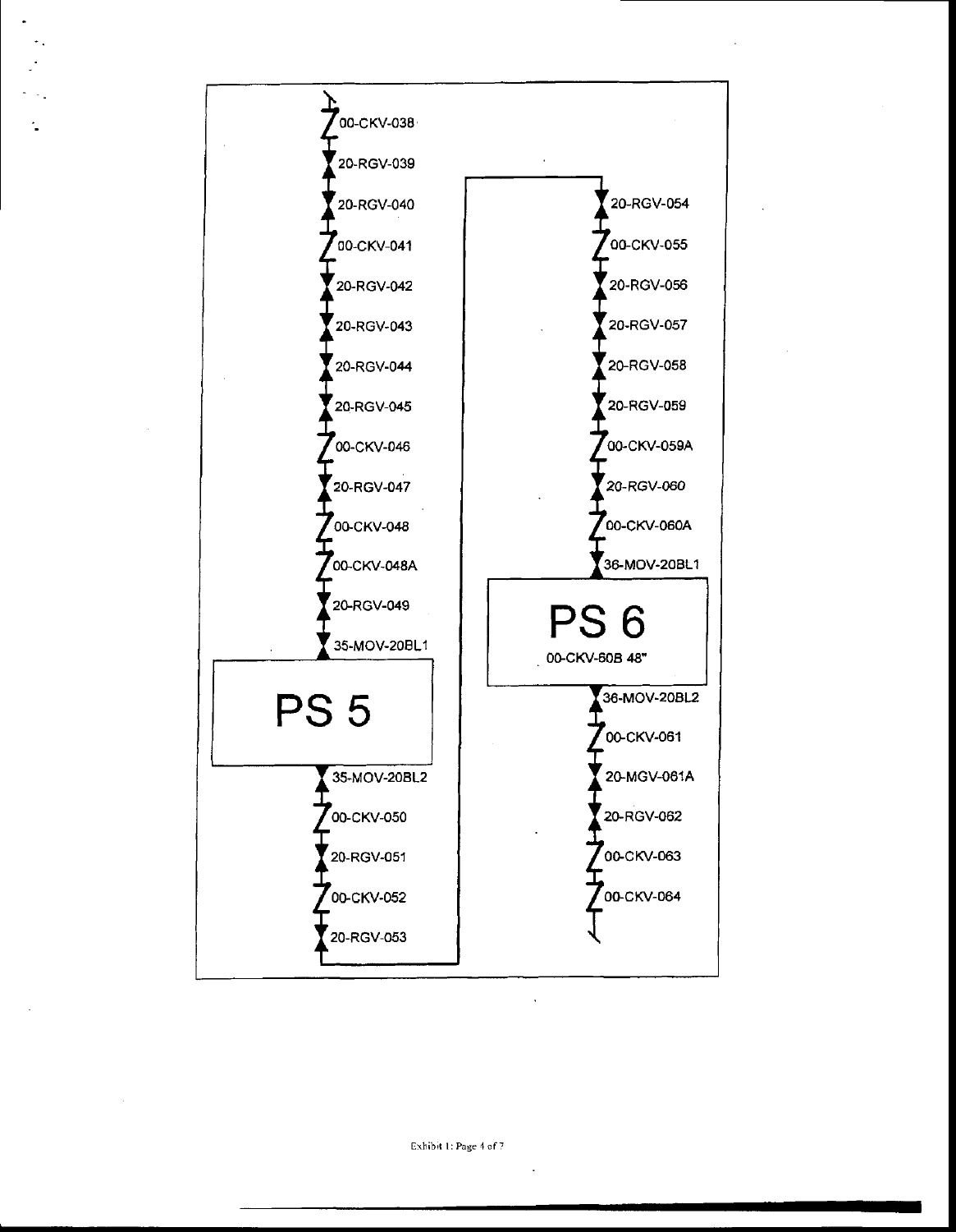00-CKV-038

20-RGV-039

20-RGV-040

00-CKV-041

20-RGV-042

20-RGV-043

20-RGV-044

20-RGV-045

00-CKV-046

20-RGV-047

00-CKV-048

00-CKV-048A

20-RGV-049

35-MOV-20BL1

# PS 5

35-MOV-20BL2

00-CKV-050

20-RGV-051

00-CKV-052

20-RGV-053

20-RGV-054

00-CKV-055

20-RGV-056

20-RGV-057

20-RGV-058

20-RGV-059

00-CKV-059A

20-RGV-060

00-CKV-060A

36-MOV-20BL1

# PS 6

00-CKV-60B 48"

36-MOV-20BL2

00-CKV-061

20-MGV-061A

20-RGV-062

00-CKV-063

00-CKV-064

Exhibit 1: Page 4 of 7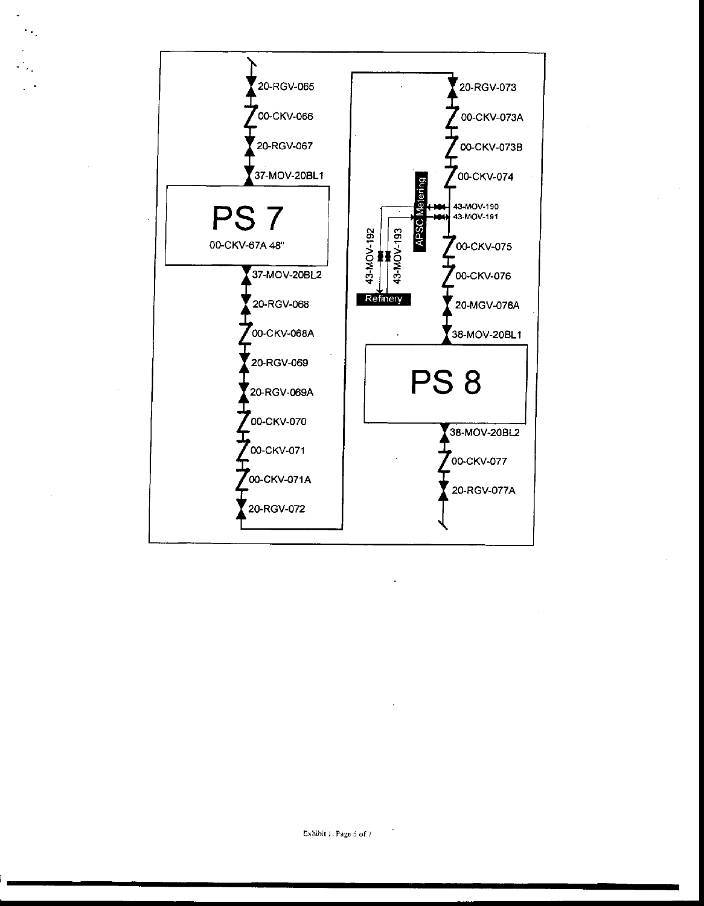20-RGV-065

00-CKV-066

20-RGV-067

37-MOV-20BL1

**PS 7**

00-CKV-67A 48"

37-MOV-20BL2

20-RGV-068

00-CKV-068A

20-RGV-069

20-RGV-069A

00-CKV-070

00-CKV-071

00-CKV-071A

20-RGV-072

20-RGV-073

00-CKV-073A

00-CKV-073B

00-CKV-074

APSC Metering

43-MOV-190

43-MOV-191

43-MOV-192

43-MOV-193

Refinery

00-CKV-075

00-CKV-076

20-MGV-076A

38-MOV-20BL1

**PS 8**

38-MOV-20BL2

00-CKV-077

20-RGV-077A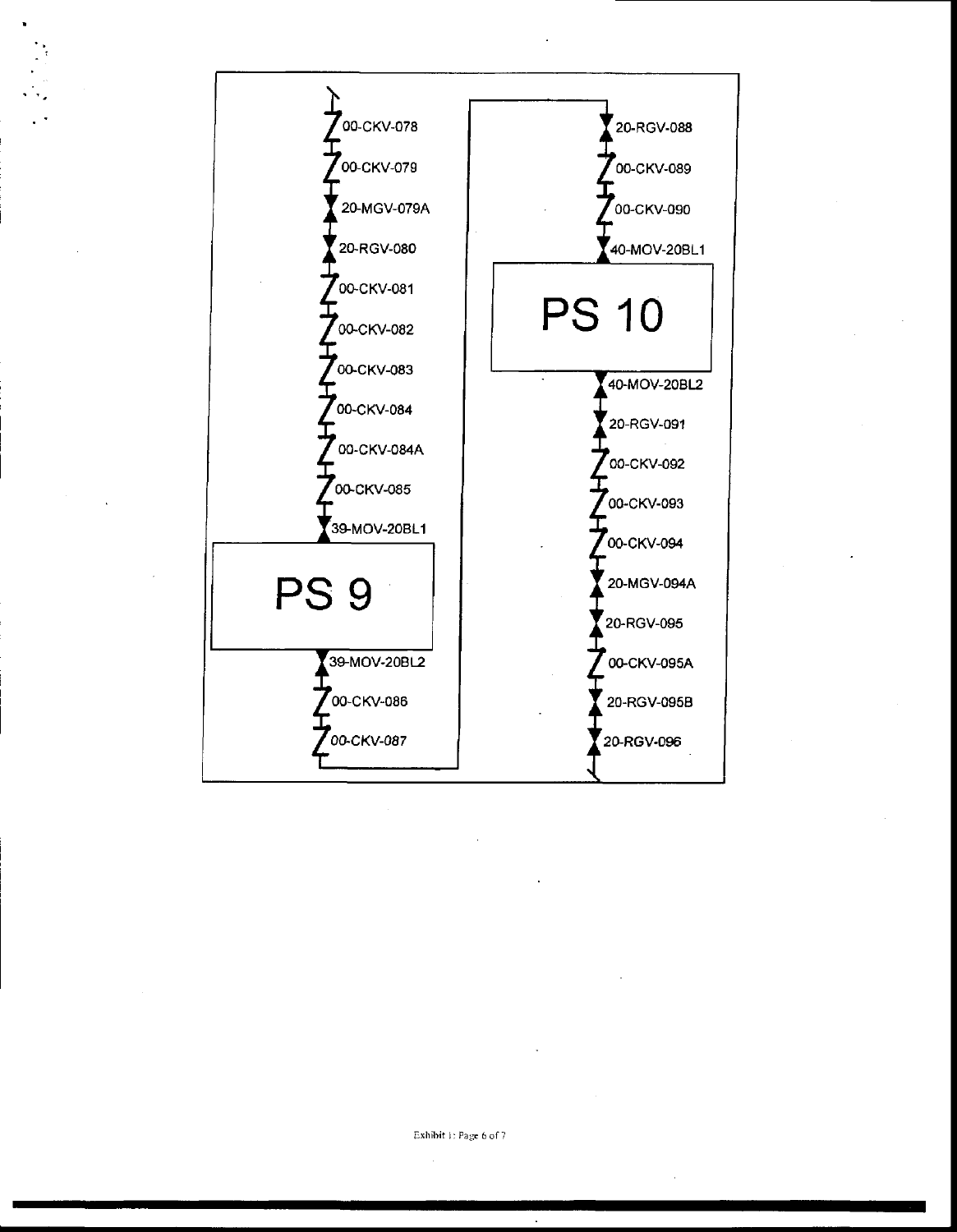00-CKV-078

00-CKV-079

20-MGV-079A

20-RGV-080

00-CKV-081

00-CKV-082

00-CKV-083

00-CKV-084

00-CKV-084A

00-CKV-085

39-MOV-20BL1

**PS 9**

39-MOV-20BL2

00-CKV-086

00-CKV-087

20-RGV-088

00-CKV-089

00-CKV-090

40-MOV-20BL1

**PS 10**

40-MOV-20BL2

20-RGV-091

00-CKV-092

00-CKV-093

00-CKV-094

20-MGV-094A

20-RGV-095

00-CKV-095A

20-RGV-095B

20-RGV-096

Exhibit 1: Page 6 of 7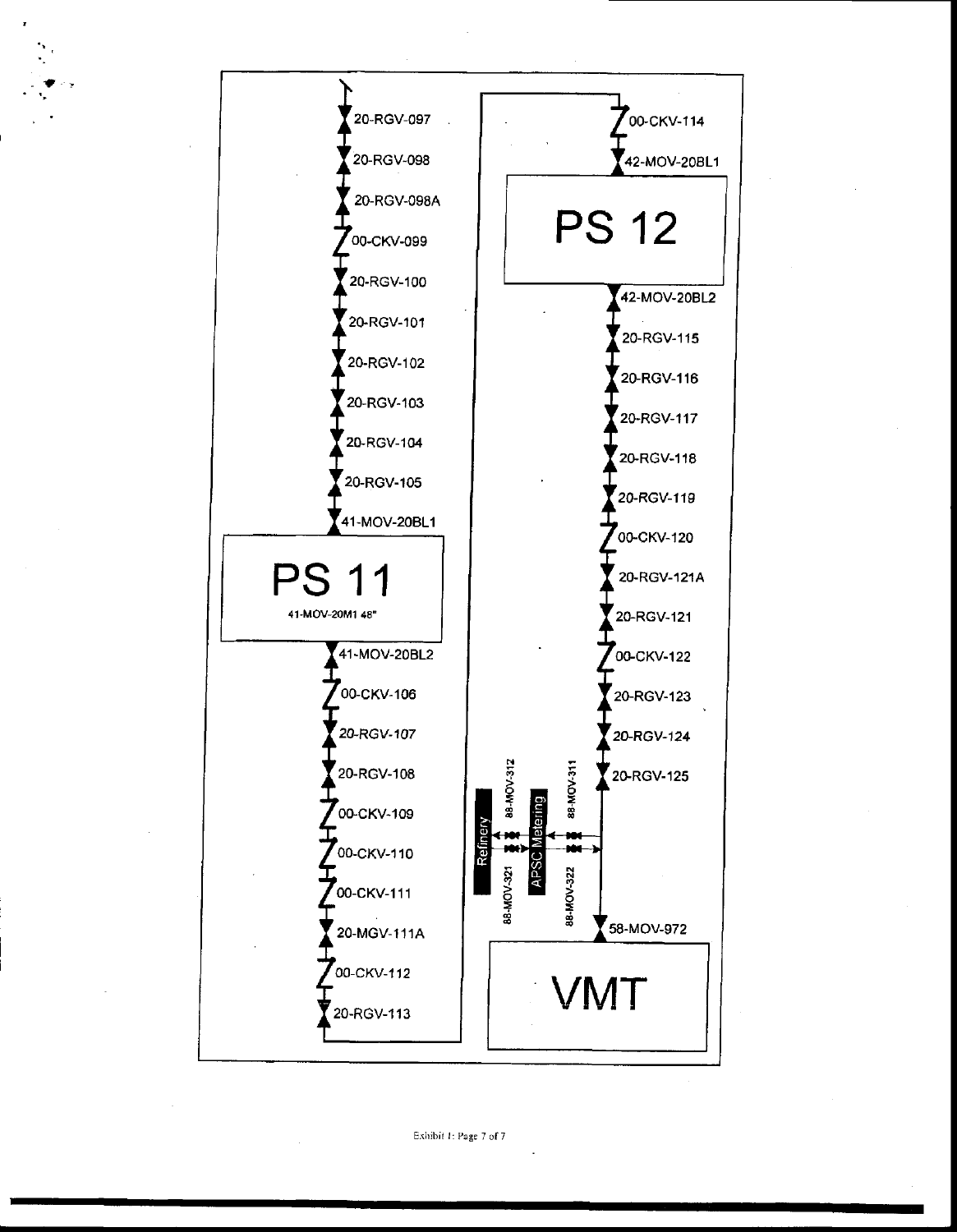20-RGV-097

20-RGV-098

20-RGV-098A

00-CKV-099

20-RGV-100

20-RGV-101

20-RGV-102

20-RGV-103

20-RGV-104

20-RGV-105

41-MOV-20BL1

PS 11

41-MOV-20M1 48"

41-MOV-20BL2

00-CKV-106

20-RGV-107

20-RGV-108

00-CKV-109

00-CKV-110

00-CKV-111

20-MGV-111A

00-CKV-112

20-RGV-113

00-CKV-114

42-MOV-20BL1

PS 12

42-MOV-20BL2

20-RGV-115

20-RGV-116

20-RGV-117

20-RGV-118

20-RGV-119

00-CKV-120

20-RGV-121A

20-RGV-121

00-CKV-122

20-RGV-123

20-RGV-124

20-RGV-125

88-MOV-312

88-MOV-311

Refinery

APSC Metering

88-MOV-321

88-MOV-322

58-MOV-972

VMT

Exhibit I: Page 7 of 7